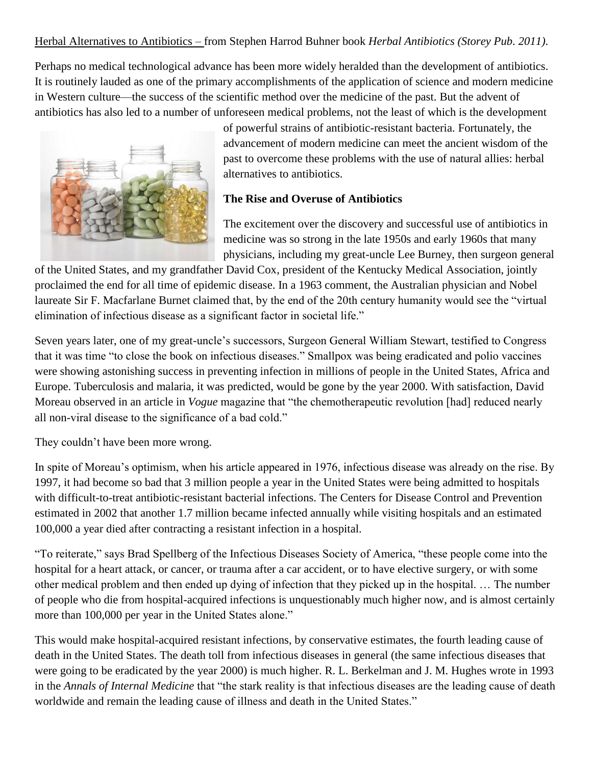Herbal Alternatives to Antibiotics – from Stephen Harrod Buhner book *Herbal Antibiotics (Storey Pub. 2011)*.

Perhaps no medical technological advance has been more widely heralded than the development of antibiotics. It is routinely lauded as one of the primary accomplishments of the application of science and modern medicine in Western culture—the success of the scientific method over the medicine of the past. But the advent of antibiotics has also led to a number of unforeseen medical problems, not the least of which is the development of powerful strains of antibiotic-resistant bacteria. Fortunately, the advancement of modern medicine can meet the ancient wisdom of the past to overcome these problems with the use of natural allies: herbal alternatives to antibiotics.

**The Rise and Overuse of Antibiotics**

The excitement over the discovery and successful use of antibiotics in medicine was so strong in the late 1950s and early 1960s that many physicians, including my great-uncle Lee Burney, then surgeon general of the United States, and my grandfather David Cox, president of the Kentucky Medical Association, jointly proclaimed the end for all time of epidemic disease. In a 1963 comment, the Australian physician and Nobel laureate Sir F. Macfarlane Burnet claimed that, by the end of the 20th century humanity would see the "virtual elimination of infectious disease as a significant factor in societal life."

Seven years later, one of my great-uncle's successors, Surgeon General William Stewart, testified to Congress that it was time "to close the book on infectious diseases." Smallpox was being eradicated and polio vaccines were showing astonishing success in preventing infection in millions of people in the United States, Africa and Europe. Tuberculosis and malaria, it was predicted, would be gone by the year 2000. With satisfaction, David Moreau observed in an article in *Vogue* magazine that "the chemotherapeutic revolution [had] reduced nearly all non-viral disease to the significance of a bad cold."

They couldn't have been more wrong.

In spite of Moreau's optimism, when his article appeared in 1976, infectious disease was already on the rise. By 1997, it had become so bad that 3 million people a year in the United States were being admitted to hospitals with difficult-to-treat antibiotic-resistant bacterial infections. The Centers for Disease Control and Prevention estimated in 2002 that another 1.7 million became infected annually while visiting hospitals and an estimated 100,000 a year died after contracting a resistant infection in a hospital.

"To reiterate," says Brad Spellberg of the Infectious Diseases Society of America, "these people come into the hospital for a heart attack, or cancer, or trauma after a car accident, or to have elective surgery, or with some other medical problem and then ended up dying of infection that they picked up in the hospital. … The number of people who die from hospital-acquired infections is unquestionably much higher now, and is almost certainly more than 100,000 per year in the United States alone."

This would make hospital-acquired resistant infections, by conservative estimates, the fourth leading cause of death in the United States. The death toll from infectious diseases in general (the same infectious diseases that were going to be eradicated by the year 2000) is much higher. R. L. Berkelman and J. M. Hughes wrote in 1993 in the *Annals of Internal Medicine* that "the stark reality is that infectious diseases are the leading cause of death worldwide and remain the leading cause of illness and death in the United States."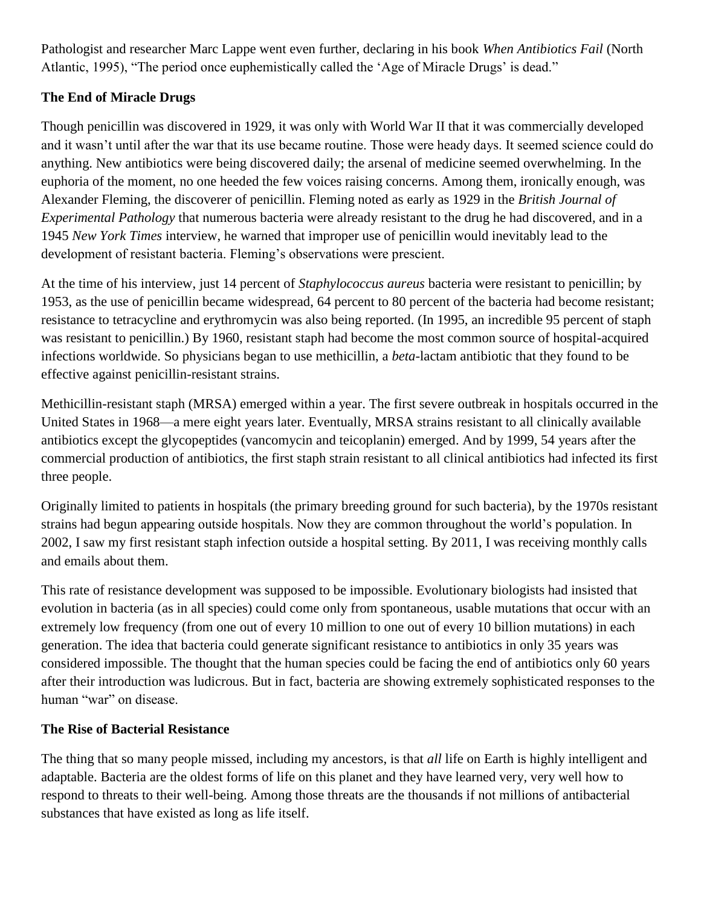Pathologist and researcher Marc Lappe went even further, declaring in his book *When Antibiotics Fail* (North Atlantic, 1995), "The period once euphemistically called the 'Age of Miracle Drugs' is dead."

**The End of Miracle Drugs**

Though penicillin was discovered in 1929, it was only with World War II that it was commercially developed and it wasn't until after the war that its use became routine. Those were heady days. It seemed science could do anything. New antibiotics were being discovered daily; the arsenal of medicine seemed overwhelming. In the euphoria of the moment, no one heeded the few voices raising concerns. Among them, ironically enough, was Alexander Fleming, the discoverer of penicillin. Fleming noted as early as 1929 in the *British Journal of Experimental Pathology* that numerous bacteria were already resistant to the drug he had discovered, and in a 1945 *New York Times* interview, he warned that improper use of penicillin would inevitably lead to the development of resistant bacteria. Fleming's observations were prescient.

At the time of his interview, just 14 percent of *Staphylococcus aureus* bacteria were resistant to penicillin; by 1953, as the use of penicillin became widespread, 64 percent to 80 percent of the bacteria had become resistant; resistance to tetracycline and erythromycin was also being reported. (In 1995, an incredible 95 percent of staph was resistant to penicillin.) By 1960, resistant staph had become the most common source of hospital-acquired infections worldwide. So physicians began to use methicillin, a *beta*-lactam antibiotic that they found to be effective against penicillin-resistant strains.

Methicillin-resistant staph (MRSA) emerged within a year. The first severe outbreak in hospitals occurred in the United States in 1968—a mere eight years later. Eventually, MRSA strains resistant to all clinically available antibiotics except the glycopeptides (vancomycin and teicoplanin) emerged. And by 1999, 54 years after the commercial production of antibiotics, the first staph strain resistant to all clinical antibiotics had infected its first three people.

Originally limited to patients in hospitals (the primary breeding ground for such bacteria), by the 1970s resistant strains had begun appearing outside hospitals. Now they are common throughout the world's population. In 2002, I saw my first resistant staph infection outside a hospital setting. By 2011, I was receiving monthly calls and emails about them.

This rate of resistance development was supposed to be impossible. Evolutionary biologists had insisted that evolution in bacteria (as in all species) could come only from spontaneous, usable mutations that occur with an extremely low frequency (from one out of every 10 million to one out of every 10 billion mutations) in each generation. The idea that bacteria could generate significant resistance to antibiotics in only 35 years was considered impossible. The thought that the human species could be facing the end of antibiotics only 60 years after their introduction was ludicrous. But in fact, bacteria are showing extremely sophisticated responses to the human "war" on disease.

**The Rise of Bacterial Resistance**

The thing that so many people missed, including my ancestors, is that *all* life on Earth is highly intelligent and adaptable. Bacteria are the oldest forms of life on this planet and they have learned very, very well how to respond to threats to their well-being. Among those threats are the thousands if not millions of antibacterial substances that have existed as long as life itself.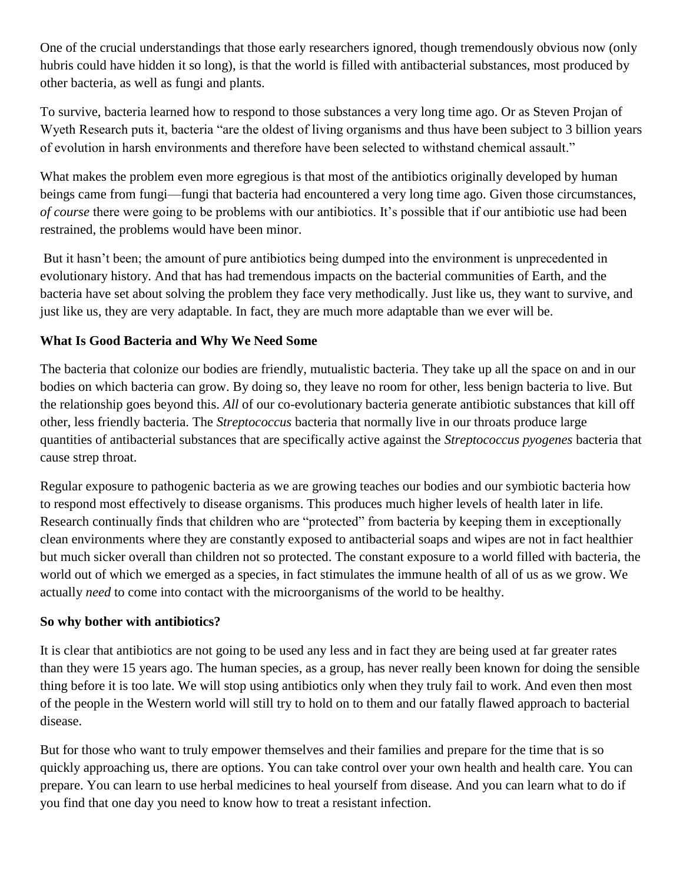One of the crucial understandings that those early researchers ignored, though tremendously obvious now (only hubris could have hidden it so long), is that the world is filled with antibacterial substances, most produced by other bacteria, as well as fungi and plants.

To survive, bacteria learned how to respond to those substances a very long time ago. Or as Steven Projan of Wyeth Research puts it, bacteria "are the oldest of living organisms and thus have been subject to 3 billion years of evolution in harsh environments and therefore have been selected to withstand chemical assault."

What makes the problem even more egregious is that most of the antibiotics originally developed by human beings came from fungi—fungi that bacteria had encountered a very long time ago. Given those circumstances, *of course* there were going to be problems with our antibiotics. It's possible that if our antibiotic use had been restrained, the problems would have been minor.

But it hasn't been; the amount of pure antibiotics being dumped into the environment is unprecedented in evolutionary history. And that has had tremendous impacts on the bacterial communities of Earth, and the bacteria have set about solving the problem they face very methodically. Just like us, they want to survive, and just like us, they are very adaptable. In fact, they are much more adaptable than we ever will be.

**What Is Good Bacteria and Why We Need Some**

The bacteria that colonize our bodies are friendly, mutualistic bacteria. They take up all the space on and in our bodies on which bacteria can grow. By doing so, they leave no room for other, less benign bacteria to live. But the relationship goes beyond this. *All* of our co-evolutionary bacteria generate antibiotic substances that kill off other, less friendly bacteria. The *Streptococcus* bacteria that normally live in our throats produce large quantities of antibacterial substances that are specifically active against the *Streptococcus pyogenes* bacteria that cause strep throat.

Regular exposure to pathogenic bacteria as we are growing teaches our bodies and our symbiotic bacteria how to respond most effectively to disease organisms. This produces much higher levels of health later in life. Research continually finds that children who are "protected" from bacteria by keeping them in exceptionally clean environments where they are constantly exposed to antibacterial soaps and wipes are not in fact healthier but much sicker overall than children not so protected. The constant exposure to a world filled with bacteria, the world out of which we emerged as a species, in fact stimulates the immune health of all of us as we grow. We actually *need* to come into contact with the microorganisms of the world to be healthy.

**So why bother with antibiotics?**

It is clear that antibiotics are not going to be used any less and in fact they are being used at far greater rates than they were 15 years ago. The human species, as a group, has never really been known for doing the sensible thing before it is too late. We will stop using antibiotics only when they truly fail to work. And even then most of the people in the Western world will still try to hold on to them and our fatally flawed approach to bacterial disease.

But for those who want to truly empower themselves and their families and prepare for the time that is so quickly approaching us, there are options. You can take control over your own health and health care. You can prepare. You can learn to use herbal medicines to heal yourself from disease. And you can learn what to do if you find that one day you need to know how to treat a resistant infection.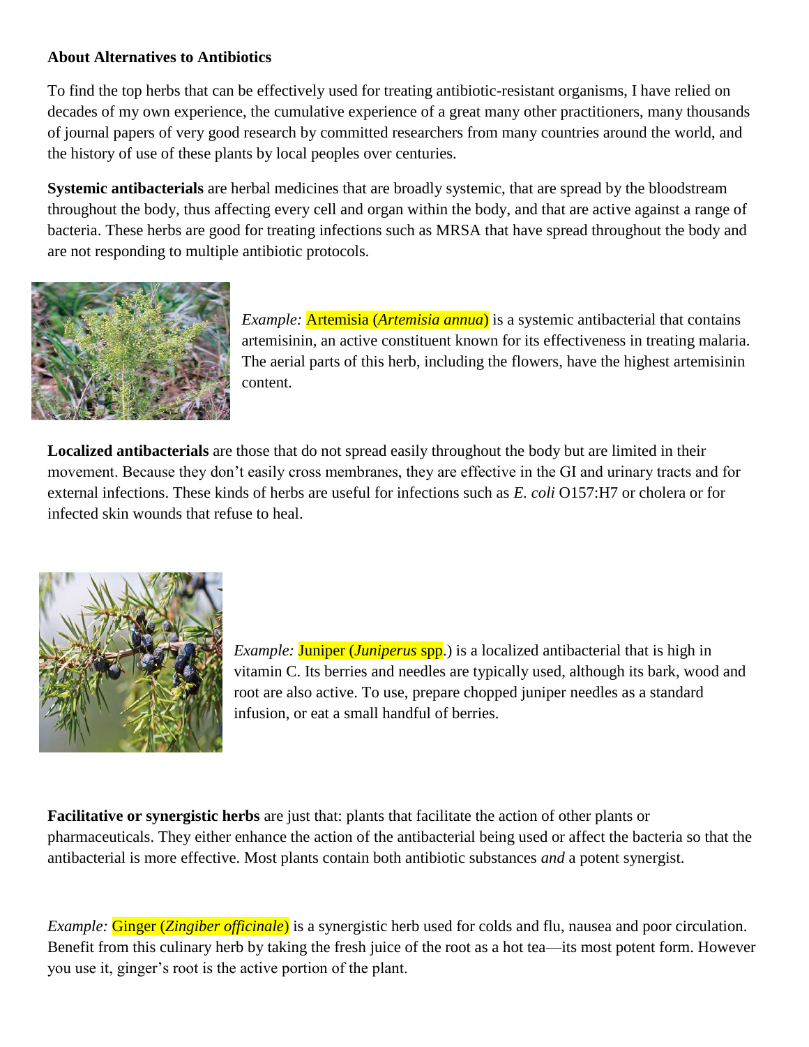**About Alternatives to Antibiotics**

To find the top herbs that can be effectively used for treating antibiotic-resistant organisms, I have relied on decades of my own experience, the cumulative experience of a great many other practitioners, many thousands of journal papers of very good research by committed researchers from many countries around the world, and the history of use of these plants by local peoples over centuries.

**Systemic antibacterials** are herbal medicines that are broadly systemic, that are spread by the bloodstream throughout the body, thus affecting every cell and organ within the body, and that are active against a range of bacteria. These herbs are good for treating infections such as MRSA that have spread throughout the body and are not responding to multiple antibiotic protocols.

*Example:* Artemisia (*Artemisia annua*) is a systemic antibacterial that contains artemisinin, an active constituent known for its effectiveness in treating malaria. The aerial parts of this herb, including the flowers, have the highest artemisinin content.

**Localized antibacterials** are those that do not spread easily throughout the body but are limited in their movement. Because they don't easily cross membranes, they are effective in the GI and urinary tracts and for external infections. These kinds of herbs are useful for infections such as *E. coli* O157:H7 or cholera or for infected skin wounds that refuse to heal.

*Example:* Juniper (*Juniperus* spp.) is a localized antibacterial that is high in vitamin C. Its berries and needles are typically used, although its bark, wood and root are also active. To use, prepare chopped juniper needles as a standard infusion, or eat a small handful of berries.

**Facilitative or synergistic herbs** are just that: plants that facilitate the action of other plants or pharmaceuticals. They either enhance the action of the antibacterial being used or affect the bacteria so that the antibacterial is more effective. Most plants contain both antibiotic substances *and* a potent synergist.

*Example:* Ginger (*Zingiber officinale*) is a synergistic herb used for colds and flu, nausea and poor circulation. Benefit from this culinary herb by taking the fresh juice of the root as a hot tea—its most potent form. However you use it, ginger's root is the active portion of the plant.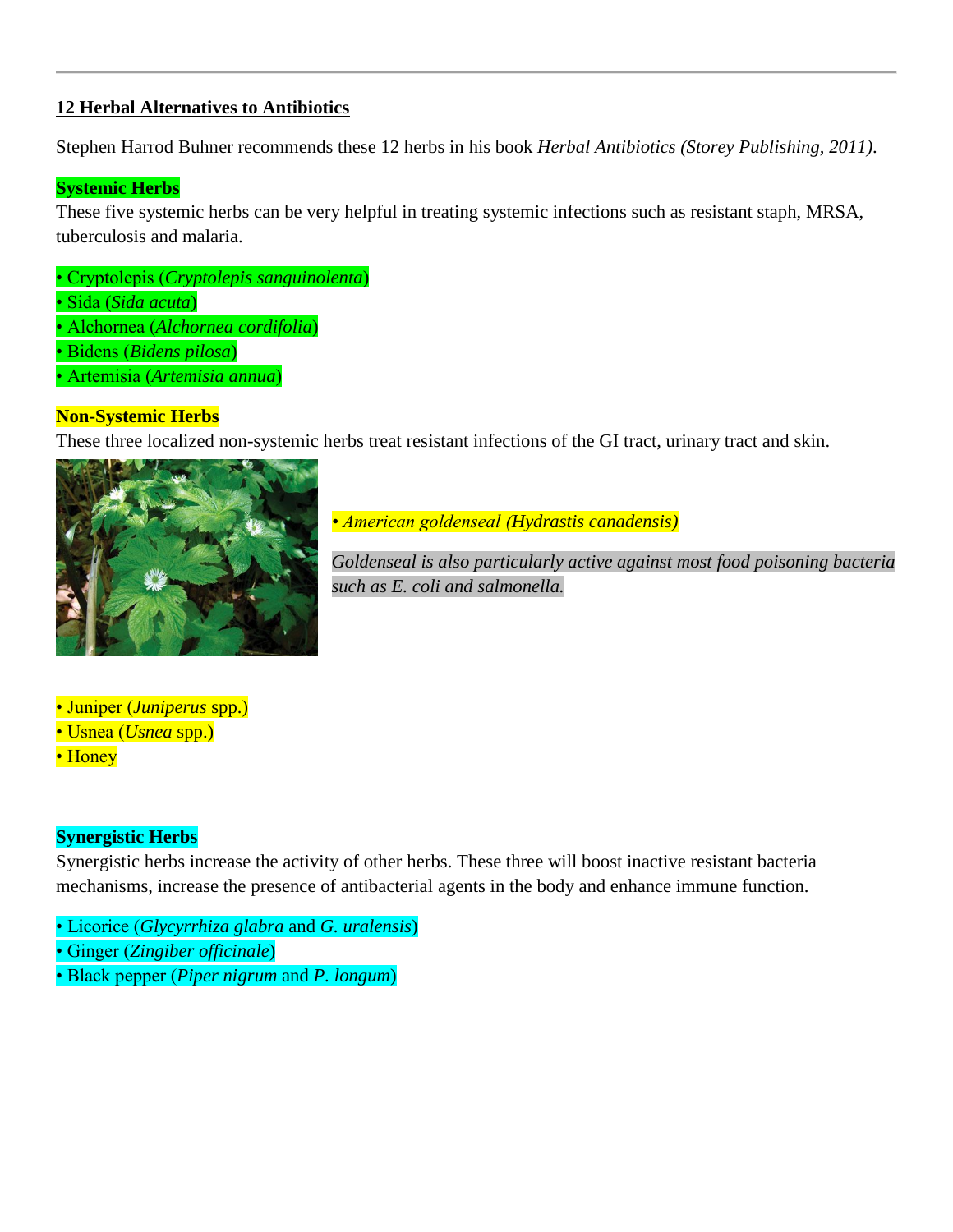---

**12 Herbal Alternatives to Antibiotics**

Stephen Harrod Buhner recommends these 12 herbs in his book *Herbal Antibiotics (Storey Publishing, 2011)*.

**Systemic Herbs**

These five systemic herbs can be very helpful in treating systemic infections such as resistant staph, MRSA, tuberculosis and malaria.

- Cryptolepis (*Cryptolepis sanguinolenta*)
- Sida (*Sida acuta*)
- Alchornea (*Alchornea cordifolia*)
- Bidens (*Bidens pilosa*)
- Artemisia (*Artemisia annua*)

**Non-Systemic Herbs**

These three localized non-systemic herbs treat resistant infections of the GI tract, urinary tract and skin.

- *American goldenseal (Hydrastis canadensis)*

*Goldenseal is also particularly active against most food poisoning bacteria such as E. coli and salmonella.*

- Juniper (*Juniperus* spp.)
- Usnea (*Usnea* spp.)
- Honey

**Synergistic Herbs**

Synergistic herbs increase the activity of other herbs. These three will boost inactive resistant bacteria mechanisms, increase the presence of antibacterial agents in the body and enhance immune function.

- Licorice (*Glycyrrhiza glabra* and *G. uralensis*)
- Ginger (*Zingiber officinale*)
- Black pepper (*Piper nigrum* and *P. longum*)